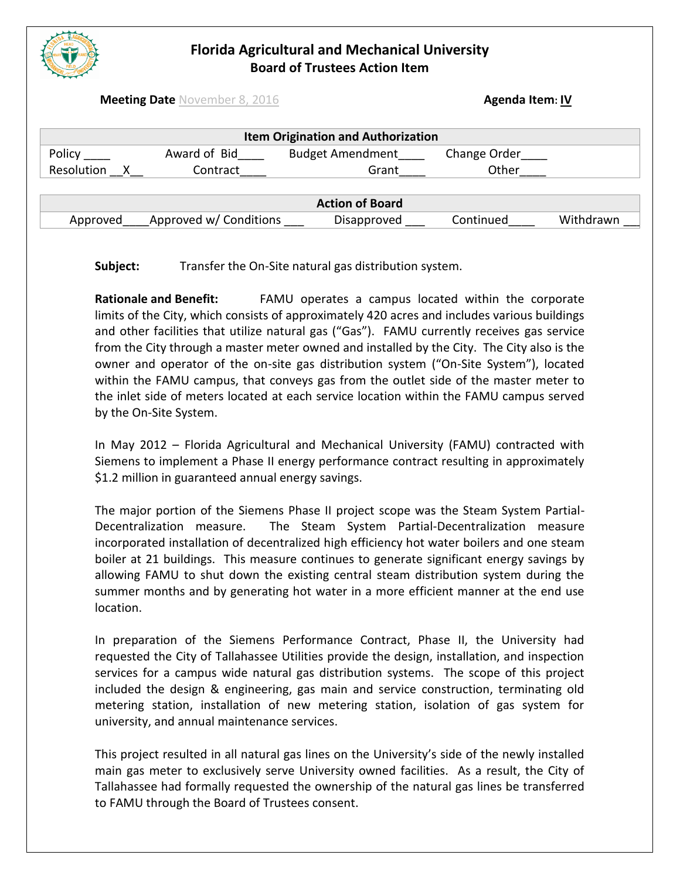# Florida Agricultural and Mechanical University
## Board of Trustees Action Item

**Meeting Date** November 8, 2016 **Agenda Item**: **IV**

| Item Origination and Authorization | | | | |
|---|---|---|---|---|
| Policy ____ | Award of Bid____ | Budget Amendment____ | Change Order____ | |
| Resolution __X__ | Contract____ | Grant____ | Other____ | |

| Action of Board | | | | |
|---|---|---|---|---|
| Approved____ | Approved w/ Conditions ___ | Disapproved ___ | Continued____ | Withdrawn ___ |

**Subject:** Transfer the On-Site natural gas distribution system.

**Rationale and Benefit:** FAMU operates a campus located within the corporate limits of the City, which consists of approximately 420 acres and includes various buildings and other facilities that utilize natural gas ("Gas"). FAMU currently receives gas service from the City through a master meter owned and installed by the City. The City also is the owner and operator of the on-site gas distribution system ("On-Site System"), located within the FAMU campus, that conveys gas from the outlet side of the master meter to the inlet side of meters located at each service location within the FAMU campus served by the On-Site System.

In May 2012 – Florida Agricultural and Mechanical University (FAMU) contracted with Siemens to implement a Phase II energy performance contract resulting in approximately $1.2 million in guaranteed annual energy savings.

The major portion of the Siemens Phase II project scope was the Steam System Partial-Decentralization measure. The Steam System Partial-Decentralization measure incorporated installation of decentralized high efficiency hot water boilers and one steam boiler at 21 buildings. This measure continues to generate significant energy savings by allowing FAMU to shut down the existing central steam distribution system during the summer months and by generating hot water in a more efficient manner at the end use location.

In preparation of the Siemens Performance Contract, Phase II, the University had requested the City of Tallahassee Utilities provide the design, installation, and inspection services for a campus wide natural gas distribution systems. The scope of this project included the design & engineering, gas main and service construction, terminating old metering station, installation of new metering station, isolation of gas system for university, and annual maintenance services.

This project resulted in all natural gas lines on the University's side of the newly installed main gas meter to exclusively serve University owned facilities. As a result, the City of Tallahassee had formally requested the ownership of the natural gas lines be transferred to FAMU through the Board of Trustees consent.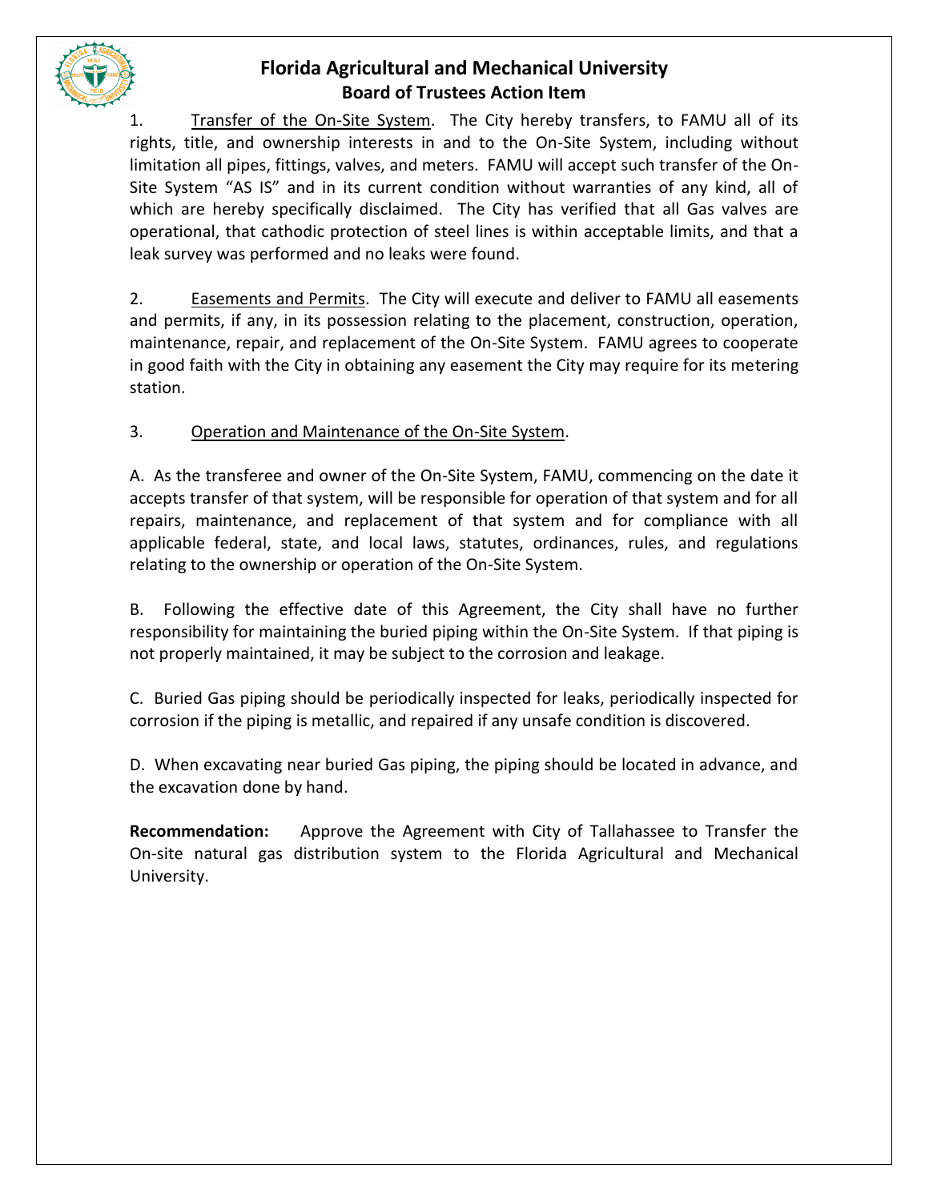# Florida Agricultural and Mechanical University
## Board of Trustees Action Item

1. Transfer of the On-Site System. The City hereby transfers, to FAMU all of its rights, title, and ownership interests in and to the On-Site System, including without limitation all pipes, fittings, valves, and meters. FAMU will accept such transfer of the On-Site System "AS IS" and in its current condition without warranties of any kind, all of which are hereby specifically disclaimed. The City has verified that all Gas valves are operational, that cathodic protection of steel lines is within acceptable limits, and that a leak survey was performed and no leaks were found.

2. Easements and Permits. The City will execute and deliver to FAMU all easements and permits, if any, in its possession relating to the placement, construction, operation, maintenance, repair, and replacement of the On-Site System. FAMU agrees to cooperate in good faith with the City in obtaining any easement the City may require for its metering station.

3. Operation and Maintenance of the On-Site System.

A. As the transferee and owner of the On-Site System, FAMU, commencing on the date it accepts transfer of that system, will be responsible for operation of that system and for all repairs, maintenance, and replacement of that system and for compliance with all applicable federal, state, and local laws, statutes, ordinances, rules, and regulations relating to the ownership or operation of the On-Site System.

B. Following the effective date of this Agreement, the City shall have no further responsibility for maintaining the buried piping within the On-Site System. If that piping is not properly maintained, it may be subject to the corrosion and leakage.

C. Buried Gas piping should be periodically inspected for leaks, periodically inspected for corrosion if the piping is metallic, and repaired if any unsafe condition is discovered.

D. When excavating near buried Gas piping, the piping should be located in advance, and the excavation done by hand.

**Recommendation:** Approve the Agreement with City of Tallahassee to Transfer the On-site natural gas distribution system to the Florida Agricultural and Mechanical University.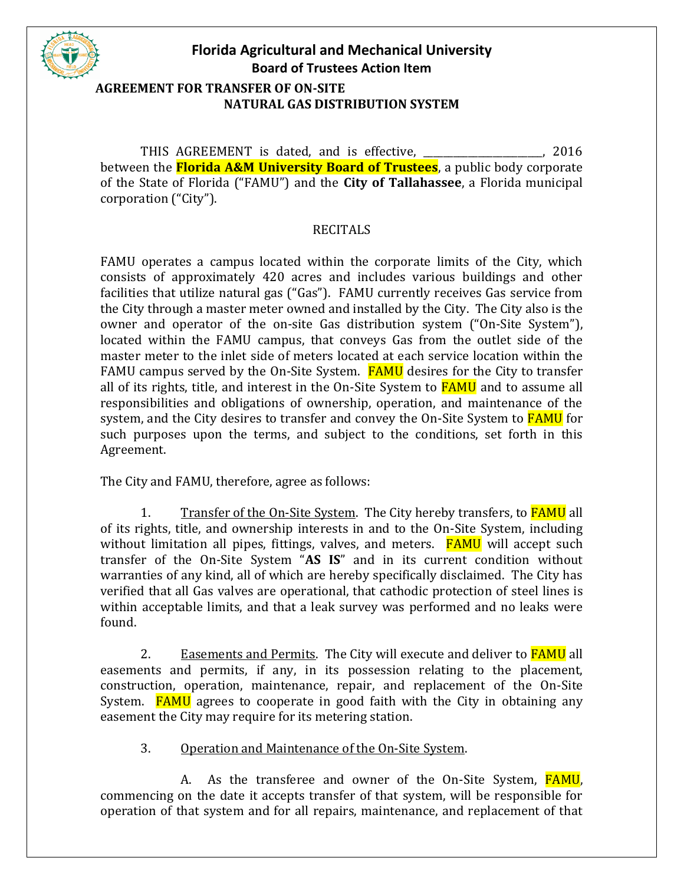# Florida Agricultural and Mechanical University

## Board of Trustees Action Item

**AGREEMENT FOR TRANSFER OF ON-SITE NATURAL GAS DISTRIBUTION SYSTEM**

THIS AGREEMENT is dated, and is effective, ______________________, 2016 between the **Florida A&M University Board of Trustees**, a public body corporate of the State of Florida ("FAMU") and the **City of Tallahassee**, a Florida municipal corporation ("City").

RECITALS

FAMU operates a campus located within the corporate limits of the City, which consists of approximately 420 acres and includes various buildings and other facilities that utilize natural gas ("Gas"). FAMU currently receives Gas service from the City through a master meter owned and installed by the City. The City also is the owner and operator of the on-site Gas distribution system ("On-Site System"), located within the FAMU campus, that conveys Gas from the outlet side of the master meter to the inlet side of meters located at each service location within the FAMU campus served by the On-Site System. FAMU desires for the City to transfer all of its rights, title, and interest in the On-Site System to FAMU and to assume all responsibilities and obligations of ownership, operation, and maintenance of the system, and the City desires to transfer and convey the On-Site System to FAMU for such purposes upon the terms, and subject to the conditions, set forth in this Agreement.

The City and FAMU, therefore, agree as follows:

1. Transfer of the On-Site System. The City hereby transfers, to FAMU all of its rights, title, and ownership interests in and to the On-Site System, including without limitation all pipes, fittings, valves, and meters. FAMU will accept such transfer of the On-Site System "**AS IS**" and in its current condition without warranties of any kind, all of which are hereby specifically disclaimed. The City has verified that all Gas valves are operational, that cathodic protection of steel lines is within acceptable limits, and that a leak survey was performed and no leaks were found.

2. Easements and Permits. The City will execute and deliver to FAMU all easements and permits, if any, in its possession relating to the placement, construction, operation, maintenance, repair, and replacement of the On-Site System. FAMU agrees to cooperate in good faith with the City in obtaining any easement the City may require for its metering station.

3. Operation and Maintenance of the On-Site System.

A. As the transferee and owner of the On-Site System, FAMU, commencing on the date it accepts transfer of that system, will be responsible for operation of that system and for all repairs, maintenance, and replacement of that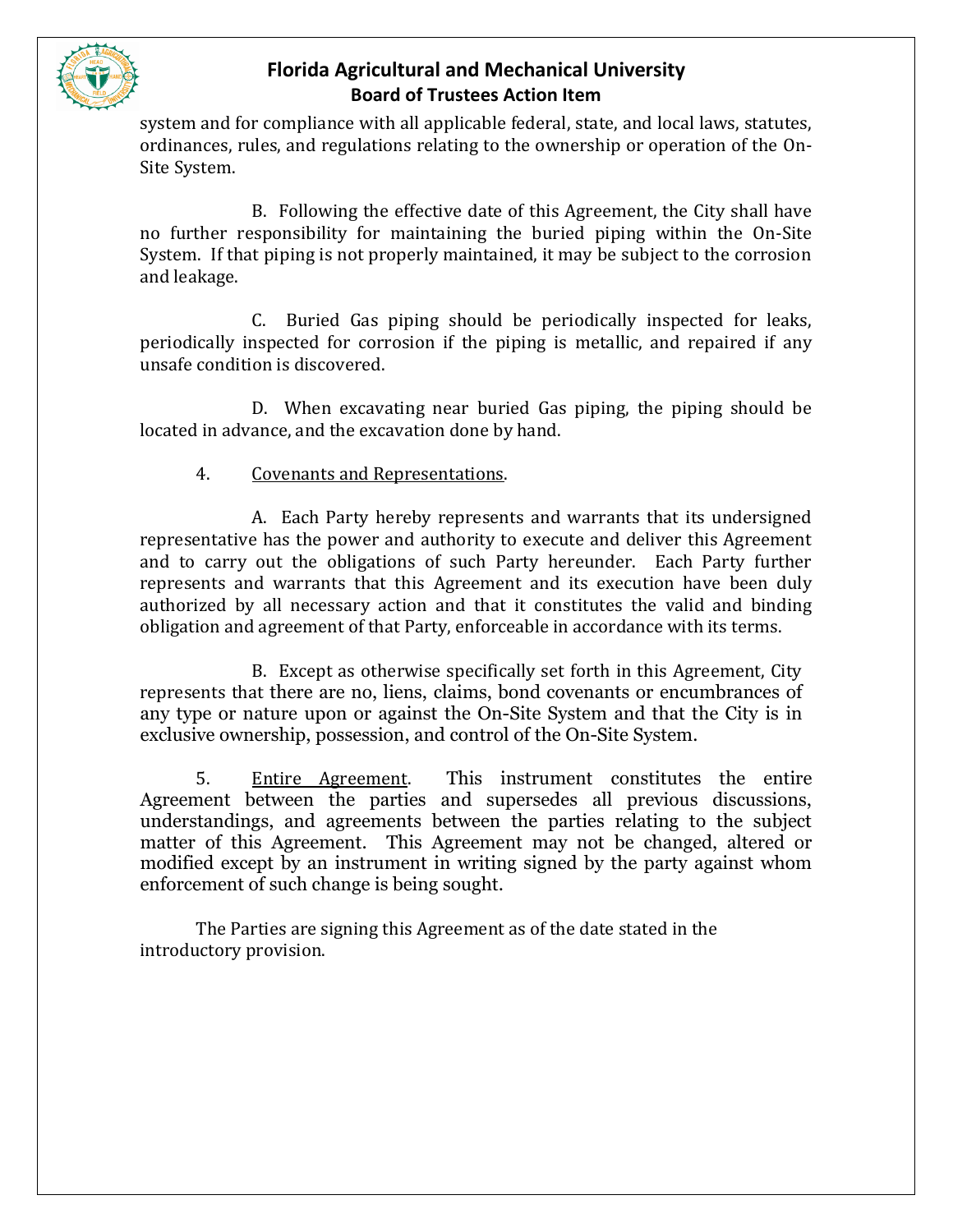system and for compliance with all applicable federal, state, and local laws, statutes, ordinances, rules, and regulations relating to the ownership or operation of the On-Site System.

B. Following the effective date of this Agreement, the City shall have no further responsibility for maintaining the buried piping within the On-Site System. If that piping is not properly maintained, it may be subject to the corrosion and leakage.

C. Buried Gas piping should be periodically inspected for leaks, periodically inspected for corrosion if the piping is metallic, and repaired if any unsafe condition is discovered.

D. When excavating near buried Gas piping, the piping should be located in advance, and the excavation done by hand.

4. Covenants and Representations.

A. Each Party hereby represents and warrants that its undersigned representative has the power and authority to execute and deliver this Agreement and to carry out the obligations of such Party hereunder. Each Party further represents and warrants that this Agreement and its execution have been duly authorized by all necessary action and that it constitutes the valid and binding obligation and agreement of that Party, enforceable in accordance with its terms.

B. Except as otherwise specifically set forth in this Agreement, City represents that there are no, liens, claims, bond covenants or encumbrances of any type or nature upon or against the On-Site System and that the City is in exclusive ownership, possession, and control of the On-Site System.

5. Entire Agreement. This instrument constitutes the entire Agreement between the parties and supersedes all previous discussions, understandings, and agreements between the parties relating to the subject matter of this Agreement. This Agreement may not be changed, altered or modified except by an instrument in writing signed by the party against whom enforcement of such change is being sought.

The Parties are signing this Agreement as of the date stated in the introductory provision.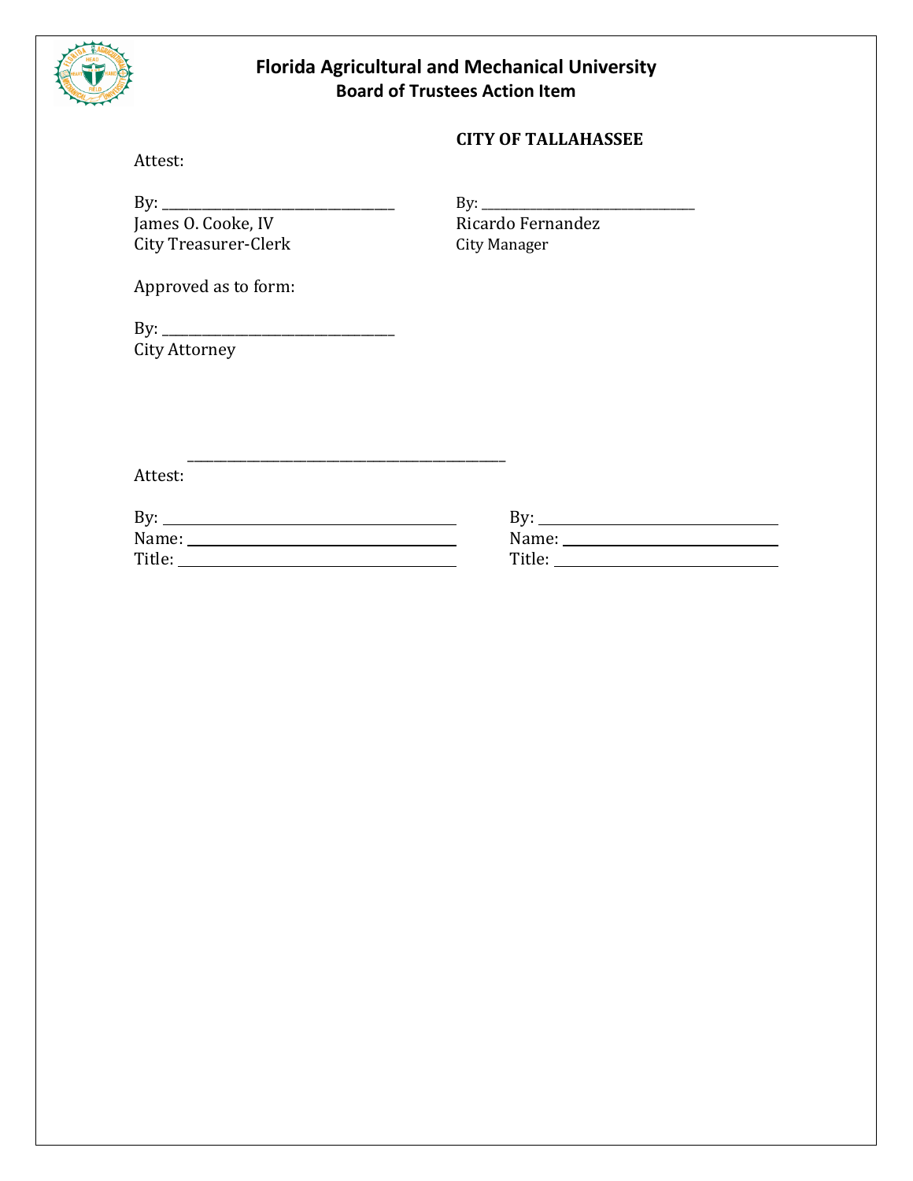**CITY OF TALLAHASSEE**

Attest:

By: ______________________________
James O. Cooke, IV
City Treasurer-Clerk

By: ______________________________
Ricardo Fernandez
City Manager

Approved as to form:

By: ______________________________
City Attorney

______________________________________

Attest:

By: ______________________________
Name: ______________________________
Title: ______________________________

By: ______________________________
Name: ______________________________
Title: ______________________________